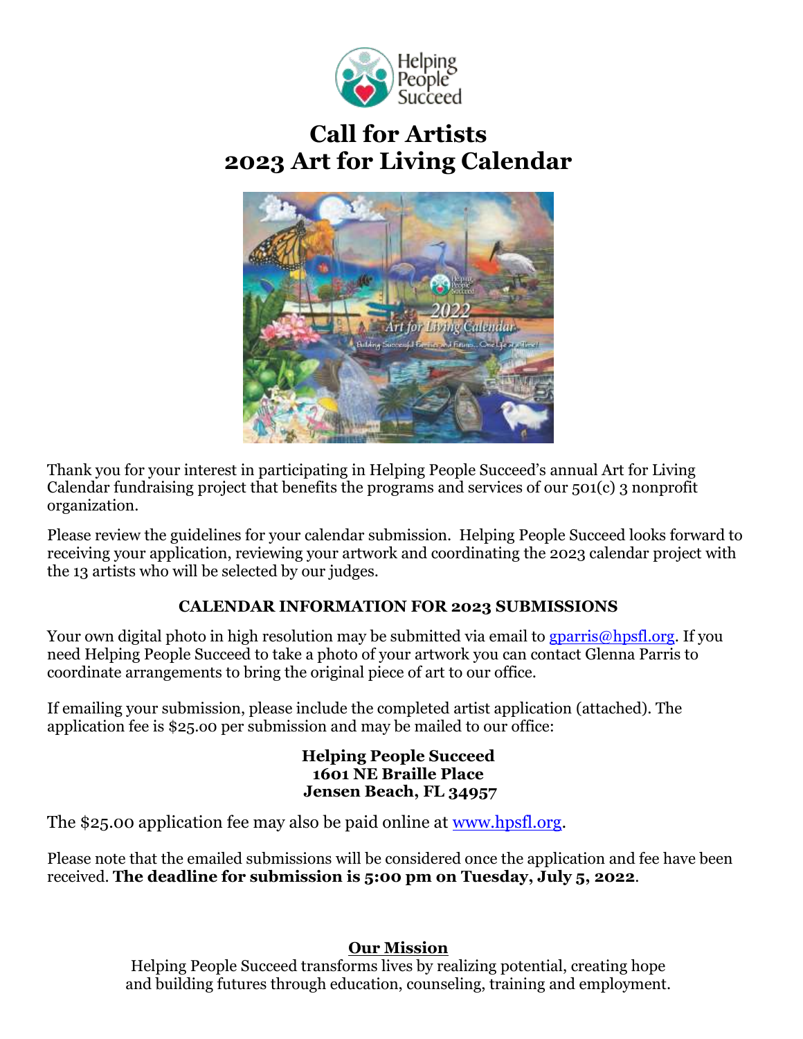# Call for Artists
# 2023 Art for Living Calendar

Thank you for your interest in participating in Helping People Succeed's annual Art for Living Calendar fundraising project that benefits the programs and services of our 501(c) 3 nonprofit organization.

Please review the guidelines for your calendar submission. Helping People Succeed looks forward to receiving your application, reviewing your artwork and coordinating the 2023 calendar project with the 13 artists who will be selected by our judges.

### CALENDAR INFORMATION FOR 2023 SUBMISSIONS

Your own digital photo in high resolution may be submitted via email to gparris@hpsfl.org. If you need Helping People Succeed to take a photo of your artwork you can contact Glenna Parris to coordinate arrangements to bring the original piece of art to our office.

If emailing your submission, please include the completed artist application (attached). The application fee is $25.00 per submission and may be mailed to our office:

**Helping People Succeed**
**1601 NE Braille Place**
**Jensen Beach, FL 34957**

The $25.00 application fee may also be paid online at www.hpsfl.org.

Please note that the emailed submissions will be considered once the application and fee have been received. **The deadline for submission is 5:00 pm on Tuesday, July 5, 2022**.

**Our Mission**

Helping People Succeed transforms lives by realizing potential, creating hope and building futures through education, counseling, training and employment.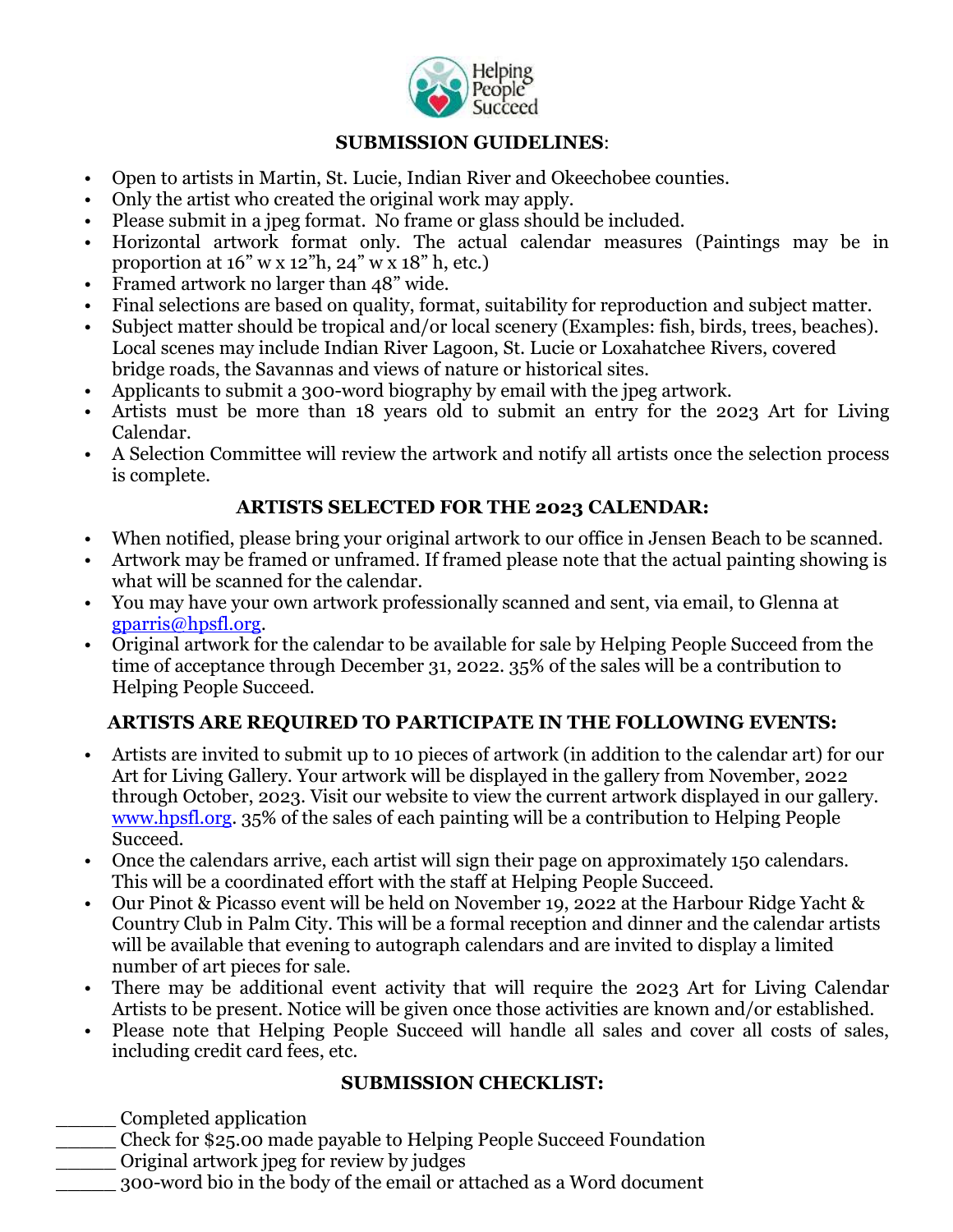Helping People Succeed

## SUBMISSION GUIDELINES:

- Open to artists in Martin, St. Lucie, Indian River and Okeechobee counties.
- Only the artist who created the original work may apply.
- Please submit in a jpeg format. No frame or glass should be included.
- Horizontal artwork format only. The actual calendar measures (Paintings may be in proportion at 16" w x 12"h, 24" w x 18" h, etc.)
- Framed artwork no larger than 48" wide.
- Final selections are based on quality, format, suitability for reproduction and subject matter.
- Subject matter should be tropical and/or local scenery (Examples: fish, birds, trees, beaches). Local scenes may include Indian River Lagoon, St. Lucie or Loxahatchee Rivers, covered bridge roads, the Savannas and views of nature or historical sites.
- Applicants to submit a 300-word biography by email with the jpeg artwork.
- Artists must be more than 18 years old to submit an entry for the 2023 Art for Living Calendar.
- A Selection Committee will review the artwork and notify all artists once the selection process is complete.

## ARTISTS SELECTED FOR THE 2023 CALENDAR:

- When notified, please bring your original artwork to our office in Jensen Beach to be scanned.
- Artwork may be framed or unframed. If framed please note that the actual painting showing is what will be scanned for the calendar.
- You may have your own artwork professionally scanned and sent, via email, to Glenna at gparris@hpsfl.org.
- Original artwork for the calendar to be available for sale by Helping People Succeed from the time of acceptance through December 31, 2022. 35% of the sales will be a contribution to Helping People Succeed.

## ARTISTS ARE REQUIRED TO PARTICIPATE IN THE FOLLOWING EVENTS:

- Artists are invited to submit up to 10 pieces of artwork (in addition to the calendar art) for our Art for Living Gallery. Your artwork will be displayed in the gallery from November, 2022 through October, 2023. Visit our website to view the current artwork displayed in our gallery. www.hpsfl.org. 35% of the sales of each painting will be a contribution to Helping People Succeed.
- Once the calendars arrive, each artist will sign their page on approximately 150 calendars. This will be a coordinated effort with the staff at Helping People Succeed.
- Our Pinot & Picasso event will be held on November 19, 2022 at the Harbour Ridge Yacht & Country Club in Palm City. This will be a formal reception and dinner and the calendar artists will be available that evening to autograph calendars and are invited to display a limited number of art pieces for sale.
- There may be additional event activity that will require the 2023 Art for Living Calendar Artists to be present. Notice will be given once those activities are known and/or established.
- Please note that Helping People Succeed will handle all sales and cover all costs of sales, including credit card fees, etc.

## SUBMISSION CHECKLIST:

______ Completed application
______ Check for $25.00 made payable to Helping People Succeed Foundation
______ Original artwork jpeg for review by judges
______ 300-word bio in the body of the email or attached as a Word document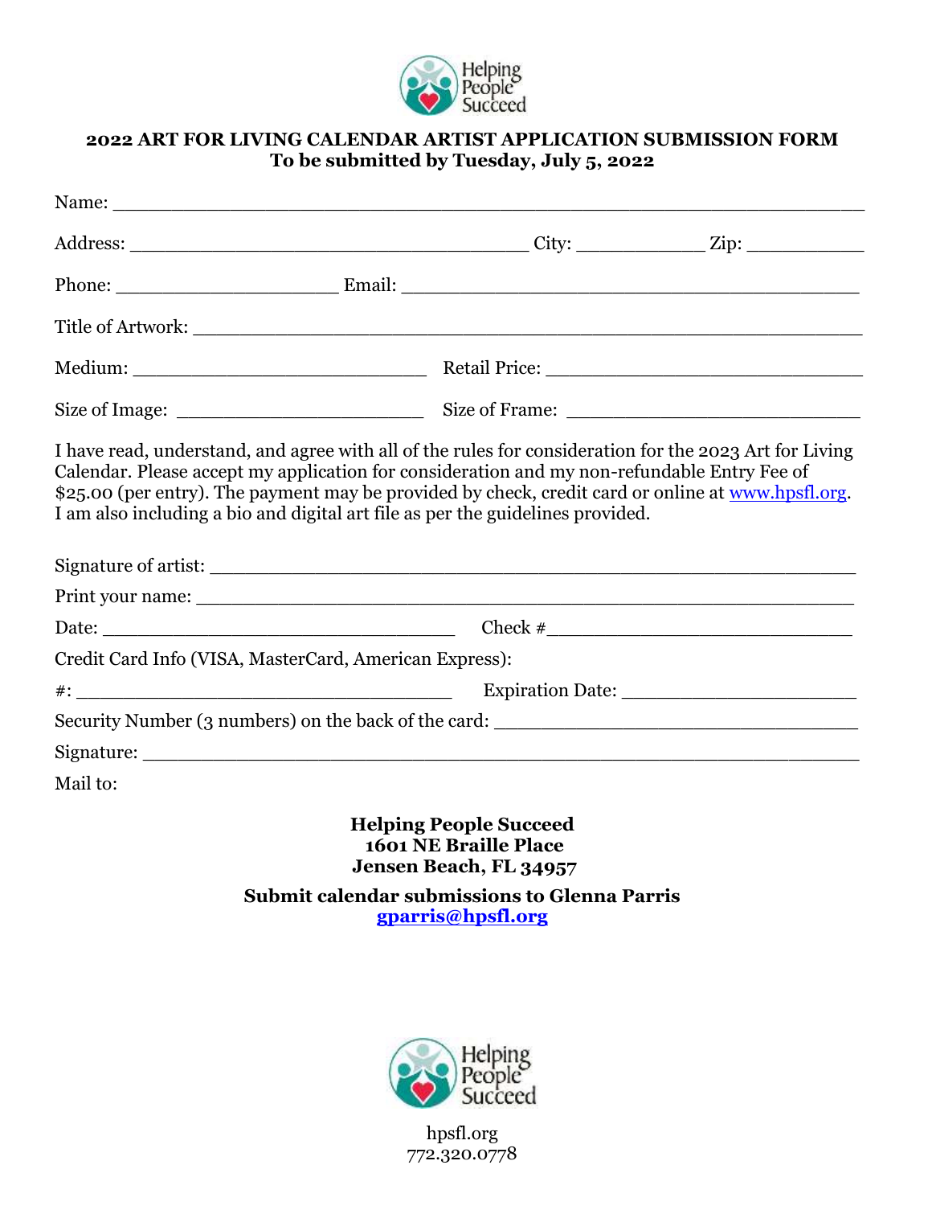**2022 ART FOR LIVING CALENDAR ARTIST APPLICATION SUBMISSION FORM**
**To be submitted by Tuesday, July 5, 2022**

Name: ___________________________________________________________

Address: ____________________________________ City: ___________ Zip: __________

Phone: ___________________ Email: __________________________________________

Title of Artwork: ____________________________________________________________

Medium: __________________________ Retail Price: _____________________________

Size of Image: ______________________ Size of Frame: _________________________

I have read, understand, and agree with all of the rules for consideration for the 2023 Art for Living Calendar. Please accept my application for consideration and my non-refundable Entry Fee of $25.00 (per entry). The payment may be provided by check, credit card or online at www.hpsfl.org. I am also including a bio and digital art file as per the guidelines provided.

Signature of artist: __________________________________________________________

Print your name: ____________________________________________________________

Date: _______________________________ Check #____________________________

Credit Card Info (VISA, MasterCard, American Express):

#: __________________________________ Expiration Date: _____________________

Security Number (3 numbers) on the back of the card: ______________________________

Signature: __________________________________________________________________

Mail to:

**Helping People Succeed**
**1601 NE Braille Place**
**Jensen Beach, FL 34957**

**Submit calendar submissions to Glenna Parris**
**gparris@hpsfl.org**

hpsfl.org
772.320.0778